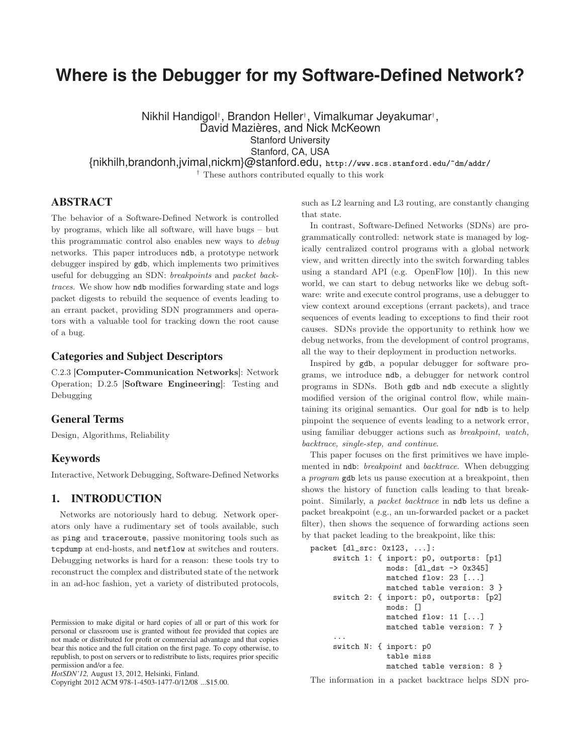# Where is the Debugger for my Software-Defined Network?

Nikhil Handigol†, Brandon Heller†, Vimalkumar Jeyakumar†,
David Mazières, and Nick McKeown
Stanford University
Stanford, CA, USA
{nikhilh,brandonh,jvimal,nickm}@stanford.edu, http://www.scs.stanford.edu/~dm/addr/

† These authors contributed equally to this work

## ABSTRACT

The behavior of a Software-Defined Network is controlled by programs, which like all software, will have bugs – but this programmatic control also enables new ways to *debug* networks. This paper introduces ndb, a prototype network debugger inspired by gdb, which implements two primitives useful for debugging an SDN: *breakpoints* and *packet backtraces*. We show how ndb modifies forwarding state and logs packet digests to rebuild the sequence of events leading to an errant packet, providing SDN programmers and operators with a valuable tool for tracking down the root cause of a bug.

## Categories and Subject Descriptors

C.2.3 [**Computer-Communication Networks**]: Network Operation; D.2.5 [**Software Engineering**]: Testing and Debugging

## General Terms

Design, Algorithms, Reliability

## Keywords

Interactive, Network Debugging, Software-Defined Networks

## 1. INTRODUCTION

Networks are notoriously hard to debug. Network operators only have a rudimentary set of tools available, such as ping and traceroute, passive monitoring tools such as tcpdump at end-hosts, and netflow at switches and routers. Debugging networks is hard for a reason: these tools try to reconstruct the complex and distributed state of the network in an ad-hoc fashion, yet a variety of distributed protocols, such as L2 learning and L3 routing, are constantly changing that state.

In contrast, Software-Defined Networks (SDNs) are programmatically controlled: network state is managed by logically centralized control programs with a global network view, and written directly into the switch forwarding tables using a standard API (e.g. OpenFlow [10]). In this new world, we can start to debug networks like we debug software: write and execute control programs, use a debugger to view context around exceptions (errant packets), and trace sequences of events leading to exceptions to find their root causes. SDNs provide the opportunity to rethink how we debug networks, from the development of control programs, all the way to their deployment in production networks.

Inspired by gdb, a popular debugger for software programs, we introduce ndb, a debugger for network control programs in SDNs. Both gdb and ndb execute a slightly modified version of the original control flow, while maintaining its original semantics. Our goal for ndb is to help pinpoint the sequence of events leading to a network error, using familiar debugger actions such as *breakpoint, watch, backtrace, single-step, and continue*.

This paper focuses on the first primitives we have implemented in ndb: *breakpoint* and *backtrace*. When debugging a *program* gdb lets us pause execution at a breakpoint, then shows the history of function calls leading to that breakpoint. Similarly, a *packet backtrace* in ndb lets us define a packet breakpoint (e.g., an un-forwarded packet or a packet filter), then shows the sequence of forwarding actions seen by that packet leading to the breakpoint, like this:

```
packet [dl_src: 0x123, ...]:
      switch 1: { inport: p0, outports: [p1]
                  mods: [dl_dst -> 0x345]
                  matched flow: 23 [...]
                  matched table version: 3 }
      switch 2: { inport: p0, outports: [p2]
                  mods: []
                  matched flow: 11 [...]
                  matched table version: 7 }
      ...
      switch N: { inport: p0
                  table miss
                  matched table version: 8 }
```

The information in a packet backtrace helps SDN pro-

Permission to make digital or hard copies of all or part of this work for personal or classroom use is granted without fee provided that copies are not made or distributed for profit or commercial advantage and that copies bear this notice and the full citation on the first page. To copy otherwise, to republish, to post on servers or to redistribute to lists, requires prior specific permission and/or a fee.
*HotSDN'12,* August 13, 2012, Helsinki, Finland.
Copyright 2012 ACM 978-1-4503-1477-0/12/08 ...$15.00.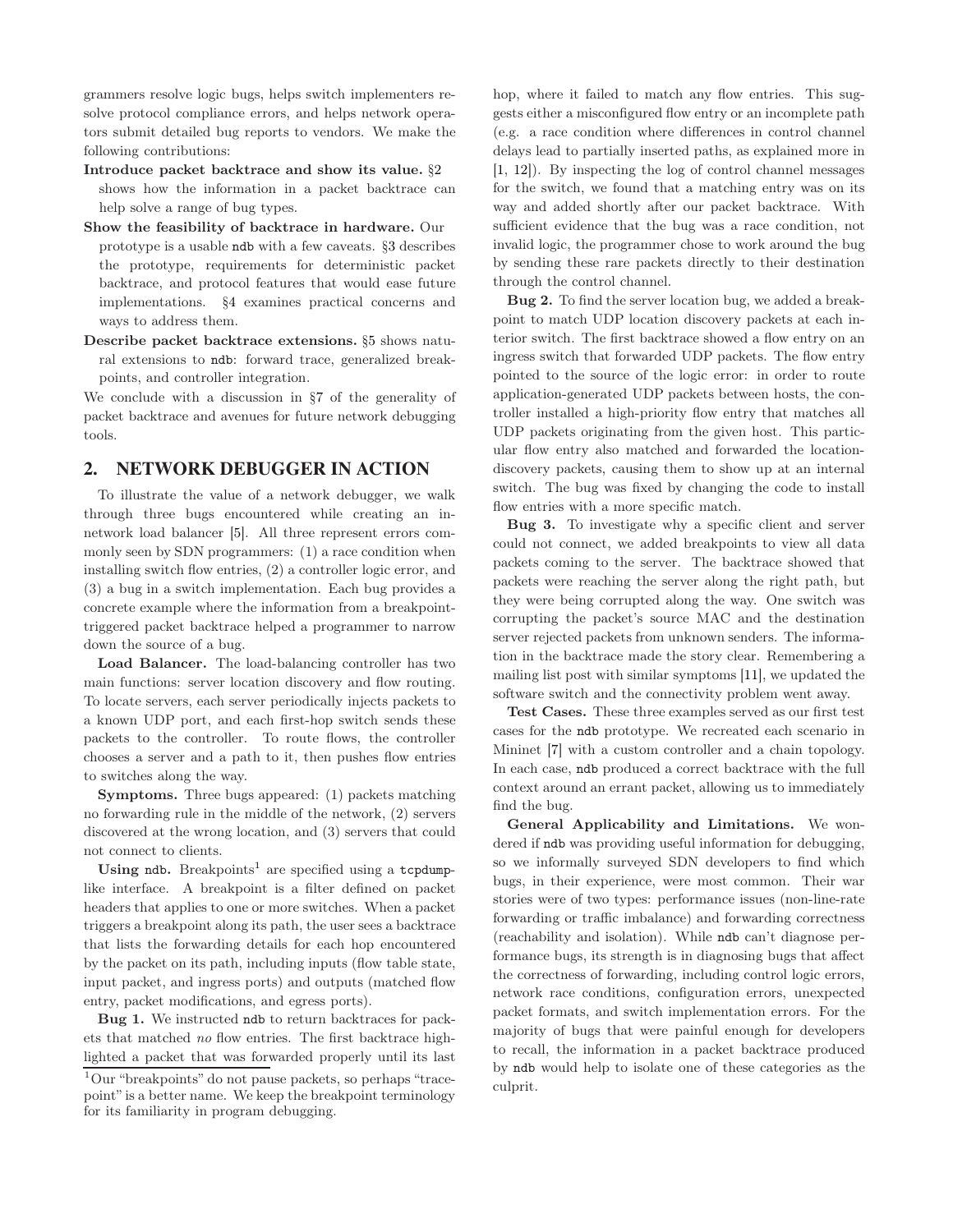grammers resolve logic bugs, helps switch implementers resolve protocol compliance errors, and helps network operators submit detailed bug reports to vendors. We make the following contributions:

**Introduce packet backtrace and show its value.** §2 shows how the information in a packet backtrace can help solve a range of bug types.

**Show the feasibility of backtrace in hardware.** Our prototype is a usable `ndb` with a few caveats. §3 describes the prototype, requirements for deterministic packet backtrace, and protocol features that would ease future implementations. §4 examines practical concerns and ways to address them.

**Describe packet backtrace extensions.** §5 shows natural extensions to `ndb`: forward trace, generalized breakpoints, and controller integration.

We conclude with a discussion in §7 of the generality of packet backtrace and avenues for future network debugging tools.

## 2. NETWORK DEBUGGER IN ACTION

To illustrate the value of a network debugger, we walk through three bugs encountered while creating an in-network load balancer [5]. All three represent errors commonly seen by SDN programmers: (1) a race condition when installing switch flow entries, (2) a controller logic error, and (3) a bug in a switch implementation. Each bug provides a concrete example where the information from a breakpoint-triggered packet backtrace helped a programmer to narrow down the source of a bug.

**Load Balancer.** The load-balancing controller has two main functions: server location discovery and flow routing. To locate servers, each server periodically injects packets to a known UDP port, and each first-hop switch sends these packets to the controller. To route flows, the controller chooses a server and a path to it, then pushes flow entries to switches along the way.

**Symptoms.** Three bugs appeared: (1) packets matching no forwarding rule in the middle of the network, (2) servers discovered at the wrong location, and (3) servers that could not connect to clients.

**Using `ndb`.** Breakpoints[1] are specified using a `tcpdump`-like interface. A breakpoint is a filter defined on packet headers that applies to one or more switches. When a packet triggers a breakpoint along its path, the user sees a backtrace that lists the forwarding details for each hop encountered by the packet on its path, including inputs (flow table state, input packet, and ingress ports) and outputs (matched flow entry, packet modifications, and egress ports).

**Bug 1.** We instructed `ndb` to return backtraces for packets that matched *no* flow entries. The first backtrace highlighted a packet that was forwarded properly until its last hop, where it failed to match any flow entries. This suggests either a misconfigured flow entry or an incomplete path (e.g. a race condition where differences in control channel delays lead to partially inserted paths, as explained more in [1, 12]). By inspecting the log of control channel messages for the switch, we found that a matching entry was on its way and added shortly after our packet backtrace. With sufficient evidence that the bug was a race condition, not invalid logic, the programmer chose to work around the bug by sending these rare packets directly to their destination through the control channel.

**Bug 2.** To find the server location bug, we added a breakpoint to match UDP location discovery packets at each interior switch. The first backtrace showed a flow entry on an ingress switch that forwarded UDP packets. The flow entry pointed to the source of the logic error: in order to route application-generated UDP packets between hosts, the controller installed a high-priority flow entry that matches all UDP packets originating from the given host. This particular flow entry also matched and forwarded the location-discovery packets, causing them to show up at an internal switch. The bug was fixed by changing the code to install flow entries with a more specific match.

**Bug 3.** To investigate why a specific client and server could not connect, we added breakpoints to view all data packets coming to the server. The backtrace showed that packets were reaching the server along the right path, but they were being corrupted along the way. One switch was corrupting the packet's source MAC and the destination server rejected packets from unknown senders. The information in the backtrace made the story clear. Remembering a mailing list post with similar symptoms [11], we updated the software switch and the connectivity problem went away.

**Test Cases.** These three examples served as our first test cases for the `ndb` prototype. We recreated each scenario in Mininet [7] with a custom controller and a chain topology. In each case, `ndb` produced a correct backtrace with the full context around an errant packet, allowing us to immediately find the bug.

**General Applicability and Limitations.** We wondered if `ndb` was providing useful information for debugging, so we informally surveyed SDN developers to find which bugs, in their experience, were most common. Their war stories were of two types: performance issues (non-line-rate forwarding or traffic imbalance) and forwarding correctness (reachability and isolation). While `ndb` can't diagnose performance bugs, its strength is in diagnosing bugs that affect the correctness of forwarding, including control logic errors, network race conditions, configuration errors, unexpected packet formats, and switch implementation errors. For the majority of bugs that were painful enough for developers to recall, the information in a packet backtrace produced by `ndb` would help to isolate one of these categories as the culprit.

[1] Our "breakpoints" do not pause packets, so perhaps "tracepoint" is a better name. We keep the breakpoint terminology for its familiarity in program debugging.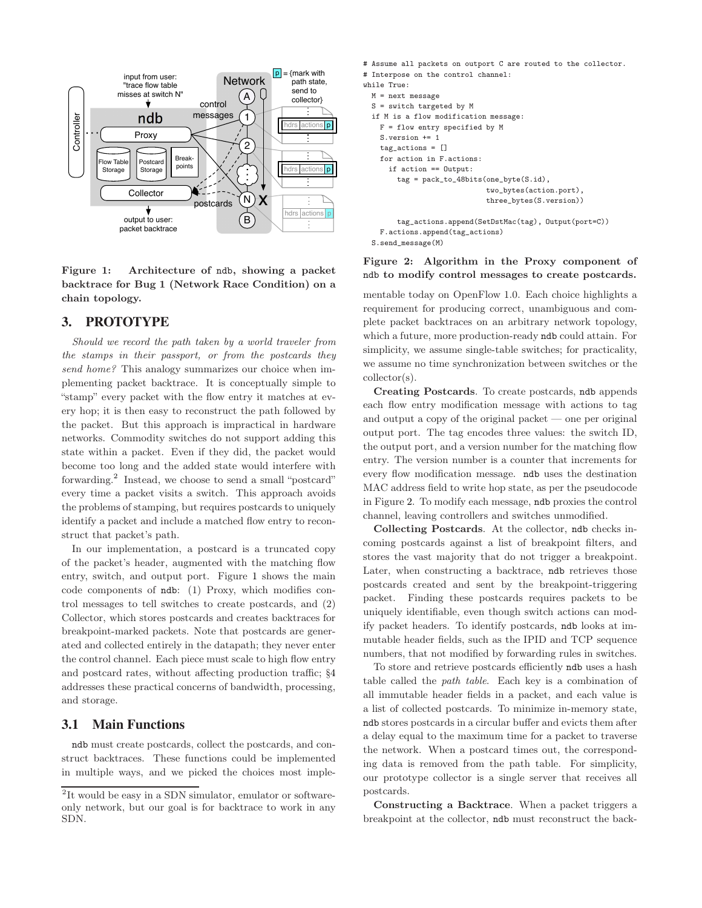input from user: "trace flow table misses at switch N"

ndb

Controller

Proxy

Flow Table Storage

Postcard Storage

Break-points

Collector

output to user: packet backtrace

control messages

postcards

Network

A

1

2

N

B

X

p = {mark with path state, send to collector}

hdrs actions p

**Figure 1: Architecture of ndb, showing a packet backtrace for Bug 1 (Network Race Condition) on a chain topology.**

```
# Assume all packets on outport C are routed to the collector.
# Interpose on the control channel:
while True:
  M = next message
  S = switch targeted by M
  if M is a flow modification message:
    F = flow entry specified by M
    S.version += 1
    tag_actions = []
    for action in F.actions:
      if action == Output:
        tag = pack_to_48bits(one_byte(S.id),
                             two_bytes(action.port),
                             three_bytes(S.version))

        tag_actions.append(SetDstMac(tag), Output(port=C))
    F.actions.append(tag_actions)
  S.send_message(M)
```

**Figure 2: Algorithm in the Proxy component of ndb to modify control messages to create postcards.**

## 3. PROTOTYPE

*Should we record the path taken by a world traveler from the stamps in their passport, or from the postcards they send home?* This analogy summarizes our choice when implementing packet backtrace. It is conceptually simple to "stamp" every packet with the flow entry it matches at every hop; it is then easy to reconstruct the path followed by the packet. But this approach is impractical in hardware networks. Commodity switches do not support adding this state within a packet. Even if they did, the packet would become too long and the added state would interfere with forwarding.[2] Instead, we choose to send a small "postcard" every time a packet visits a switch. This approach avoids the problems of stamping, but requires postcards to uniquely identify a packet and include a matched flow entry to reconstruct that packet's path.

In our implementation, a postcard is a truncated copy of the packet's header, augmented with the matching flow entry, switch, and output port. Figure 1 shows the main code components of ndb: (1) Proxy, which modifies control messages to tell switches to create postcards, and (2) Collector, which stores postcards and creates backtraces for breakpoint-marked packets. Note that postcards are generated and collected entirely in the datapath; they never enter the control channel. Each piece must scale to high flow entry and postcard rates, without affecting production traffic; §4 addresses these practical concerns of bandwidth, processing, and storage.

### 3.1 Main Functions

ndb must create postcards, collect the postcards, and construct backtraces. These functions could be implemented in multiple ways, and we picked the choices most implementable today on OpenFlow 1.0. Each choice highlights a requirement for producing correct, unambiguous and complete packet backtraces on an arbitrary network topology, which a future, more production-ready ndb could attain. For simplicity, we assume single-table switches; for practicality, we assume no time synchronization between switches or the collector(s).

**Creating Postcards**. To create postcards, ndb appends each flow entry modification message with actions to tag and output a copy of the original packet — one per original output port. The tag encodes three values: the switch ID, the output port, and a version number for the matching flow entry. The version number is a counter that increments for every flow modification message. ndb uses the destination MAC address field to write hop state, as per the pseudocode in Figure 2. To modify each message, ndb proxies the control channel, leaving controllers and switches unmodified.

**Collecting Postcards**. At the collector, ndb checks incoming postcards against a list of breakpoint filters, and stores the vast majority that do not trigger a breakpoint. Later, when constructing a backtrace, ndb retrieves those postcards created and sent by the breakpoint-triggering packet. Finding these postcards requires packets to be uniquely identifiable, even though switch actions can modify packet headers. To identify postcards, ndb looks at immutable header fields, such as the IPID and TCP sequence numbers, that not modified by forwarding rules in switches.

To store and retrieve postcards efficiently ndb uses a hash table called the *path table*. Each key is a combination of all immutable header fields in a packet, and each value is a list of collected postcards. To minimize in-memory state, ndb stores postcards in a circular buffer and evicts them after a delay equal to the maximum time for a packet to traverse the network. When a postcard times out, the corresponding data is removed from the path table. For simplicity, our prototype collector is a single server that receives all postcards.

**Constructing a Backtrace**. When a packet triggers a breakpoint at the collector, ndb must reconstruct the back-

[2] It would be easy in a SDN simulator, emulator or software-only network, but our goal is for backtrace to work in any SDN.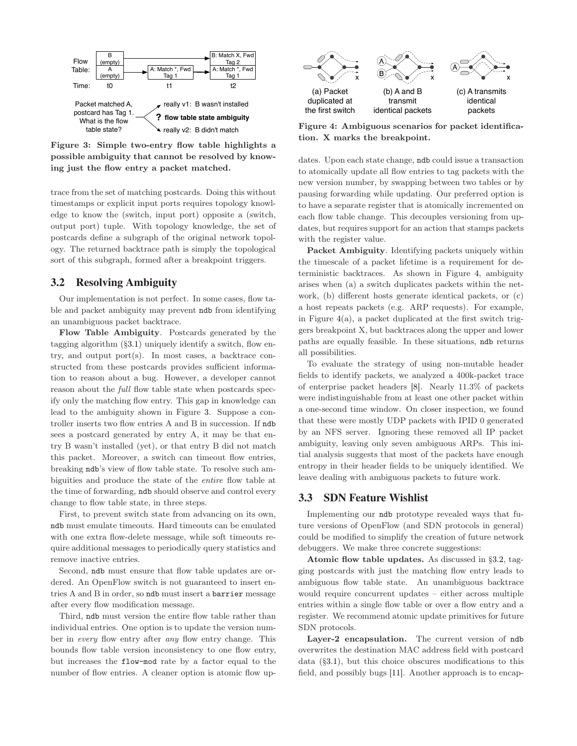Figure 3: Simple two-entry flow table highlights a possible ambiguity that cannot be resolved by knowing just the flow entry a packet matched.

trace from the set of matching postcards. Doing this without timestamps or explicit input ports requires topology knowledge to know the (switch, input port) opposite a (switch, output port) tuple. With topology knowledge, the set of postcards define a subgraph of the original network topology. The returned backtrace path is simply the topological sort of this subgraph, formed after a breakpoint triggers.

## 3.2 Resolving Ambiguity

Our implementation is not perfect. In some cases, flow table and packet ambiguity may prevent ndb from identifying an unambiguous packet backtrace.

**Flow Table Ambiguity**. Postcards generated by the tagging algorithm (§3.1) uniquely identify a switch, flow entry, and output port(s). In most cases, a backtrace constructed from these postcards provides sufficient information to reason about a bug. However, a developer cannot reason about the *full* flow table state when postcards specify only the matching flow entry. This gap in knowledge can lead to the ambiguity shown in Figure 3. Suppose a controller inserts two flow entries A and B in succession. If ndb sees a postcard generated by entry A, it may be that entry B wasn't installed (yet), or that entry B did not match this packet. Moreover, a switch can timeout flow entries, breaking ndb's view of flow table state. To resolve such ambiguities and produce the state of the *entire* flow table at the time of forwarding, ndb should observe and control every change to flow table state, in three steps.

First, to prevent switch state from advancing on its own, ndb must emulate timeouts. Hard timeouts can be emulated with one extra flow-delete message, while soft timeouts require additional messages to periodically query statistics and remove inactive entries.

Second, ndb must ensure that flow table updates are ordered. An OpenFlow switch is not guaranteed to insert entries A and B in order, so ndb must insert a barrier message after every flow modification message.

Third, ndb must version the entire flow table rather than individual entries. One option is to update the version number in *every* flow entry after *any* flow entry change. This bounds flow table version inconsistency to one flow entry, but increases the flow-mod rate by a factor equal to the number of flow entries. A cleaner option is atomic flow updates. Upon each state change, ndb could issue a transaction to atomically update all flow entries to tag packets with the new version number, by swapping between two tables or by pausing forwarding while updating. Our preferred option is to have a separate register that is atomically incremented on each flow table change. This decouples versioning from updates, but requires support for an action that stamps packets with the register value.

Figure 4: Ambiguous scenarios for packet identification. X marks the breakpoint.

**Packet Ambiguity**. Identifying packets uniquely within the timescale of a packet lifetime is a requirement for deterministic backtraces. As shown in Figure 4, ambiguity arises when (a) a switch duplicates packets within the network, (b) different hosts generate identical packets, or (c) a host repeats packets (e.g. ARP requests). For example, in Figure 4(a), a packet duplicated at the first switch triggers breakpoint X, but backtraces along the upper and lower paths are equally feasible. In these situations, ndb returns all possibilities.

To evaluate the strategy of using non-mutable header fields to identify packets, we analyzed a 400k-packet trace of enterprise packet headers [8]. Nearly 11.3% of packets were indistinguishable from at least one other packet within a one-second time window. On closer inspection, we found that these were mostly UDP packets with IPID 0 generated by an NFS server. Ignoring these removed all IP packet ambiguity, leaving only seven ambiguous ARPs. This initial analysis suggests that most of the packets have enough entropy in their header fields to be uniquely identified. We leave dealing with ambiguous packets to future work.

## 3.3 SDN Feature Wishlist

Implementing our ndb prototype revealed ways that future versions of OpenFlow (and SDN protocols in general) could be modified to simplify the creation of future network debuggers. We make three concrete suggestions:

**Atomic flow table updates.** As discussed in §3.2, tagging postcards with just the matching flow entry leads to ambiguous flow table state. An unambiguous backtrace would require concurrent updates – either across multiple entries within a single flow table or over a flow entry and a register. We recommend atomic update primitives for future SDN protocols.

**Layer-2 encapsulation.** The current version of ndb overwrites the destination MAC address field with postcard data (§3.1), but this choice obscures modifications to this field, and possibly bugs [11]. Another approach is to encap-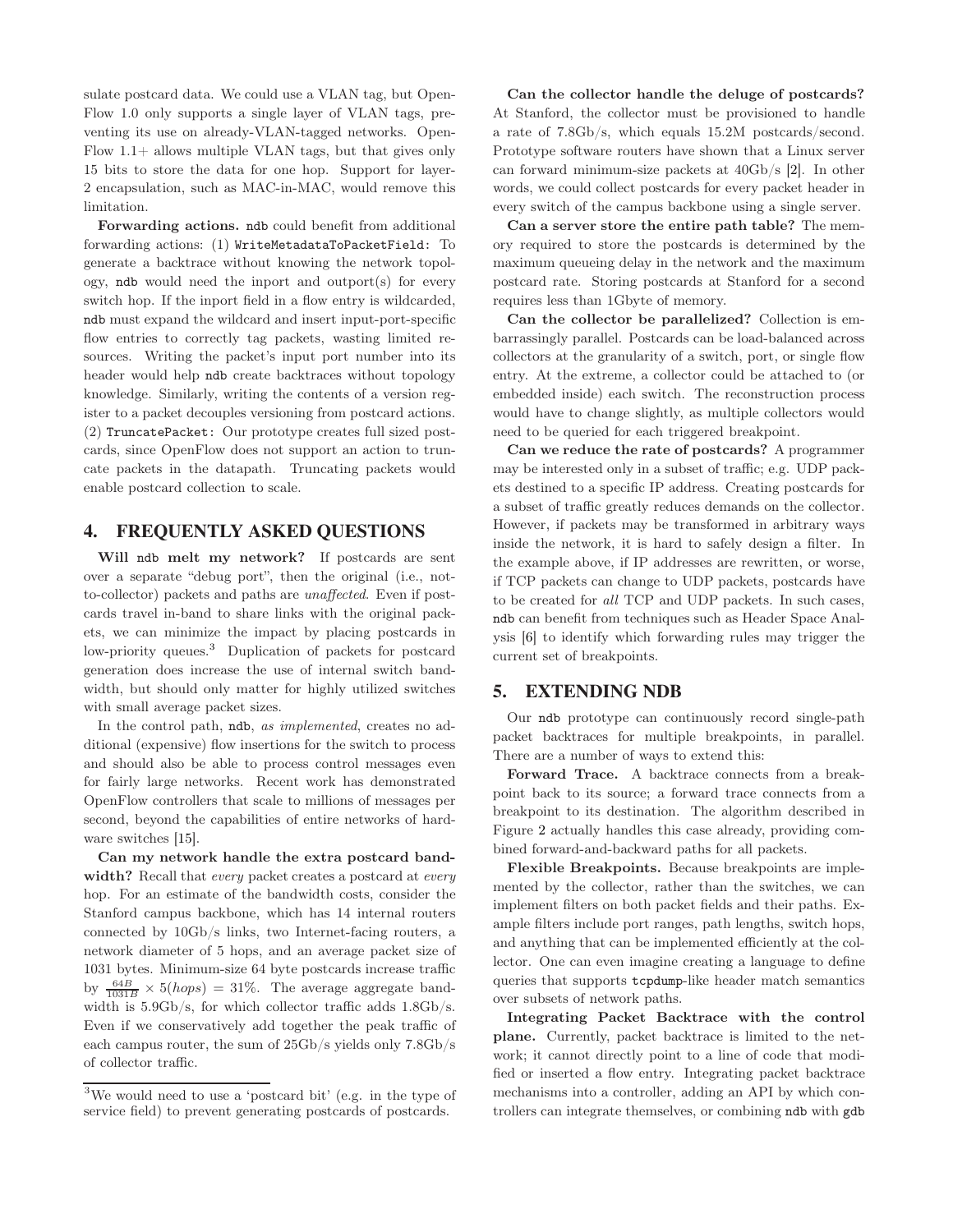sulate postcard data. We could use a VLAN tag, but OpenFlow 1.0 only supports a single layer of VLAN tags, preventing its use on already-VLAN-tagged networks. OpenFlow 1.1+ allows multiple VLAN tags, but that gives only 15 bits to store the data for one hop. Support for layer-2 encapsulation, such as MAC-in-MAC, would remove this limitation.

**Forwarding actions.** ndb could benefit from additional forwarding actions: (1) `WriteMetadataToPacketField:` To generate a backtrace without knowing the network topology, ndb would need the inport and outport(s) for every switch hop. If the inport field in a flow entry is wildcarded, ndb must expand the wildcard and insert input-port-specific flow entries to correctly tag packets, wasting limited resources. Writing the packet's input port number into its header would help ndb create backtraces without topology knowledge. Similarly, writing the contents of a version register to a packet decouples versioning from postcard actions. (2) `TruncatePacket:` Our prototype creates full sized postcards, since OpenFlow does not support an action to truncate packets in the datapath. Truncating packets would enable postcard collection to scale.

## 4. FREQUENTLY ASKED QUESTIONS

**Will ndb melt my network?** If postcards are sent over a separate "debug port", then the original (i.e., not-to-collector) packets and paths are *unaffected*. Even if postcards travel in-band to share links with the original packets, we can minimize the impact by placing postcards in low-priority queues.[3] Duplication of packets for postcard generation does increase the use of internal switch bandwidth, but should only matter for highly utilized switches with small average packet sizes.

In the control path, ndb, *as implemented*, creates no additional (expensive) flow insertions for the switch to process and should also be able to process control messages even for fairly large networks. Recent work has demonstrated OpenFlow controllers that scale to millions of messages per second, beyond the capabilities of entire networks of hardware switches [15].

**Can my network handle the extra postcard bandwidth?** Recall that *every* packet creates a postcard at *every* hop. For an estimate of the bandwidth costs, consider the Stanford campus backbone, which has 14 internal routers connected by 10Gb/s links, two Internet-facing routers, a network diameter of 5 hops, and an average packet size of 1031 bytes. Minimum-size 64 byte postcards increase traffic by $\frac{64B}{1031B} \times 5(hops) = 31\%$. The average aggregate bandwidth is 5.9Gb/s, for which collector traffic adds 1.8Gb/s. Even if we conservatively add together the peak traffic of each campus router, the sum of 25Gb/s yields only 7.8Gb/s of collector traffic.

[3] We would need to use a 'postcard bit' (e.g. in the type of service field) to prevent generating postcards of postcards.

**Can the collector handle the deluge of postcards?** At Stanford, the collector must be provisioned to handle a rate of 7.8Gb/s, which equals 15.2M postcards/second. Prototype software routers have shown that a Linux server can forward minimum-size packets at 40Gb/s [2]. In other words, we could collect postcards for every packet header in every switch of the campus backbone using a single server.

**Can a server store the entire path table?** The memory required to store the postcards is determined by the maximum queueing delay in the network and the maximum postcard rate. Storing postcards at Stanford for a second requires less than 1Gbyte of memory.

**Can the collector be parallelized?** Collection is embarrassingly parallel. Postcards can be load-balanced across collectors at the granularity of a switch, port, or single flow entry. At the extreme, a collector could be attached to (or embedded inside) each switch. The reconstruction process would have to change slightly, as multiple collectors would need to be queried for each triggered breakpoint.

**Can we reduce the rate of postcards?** A programmer may be interested only in a subset of traffic; e.g. UDP packets destined to a specific IP address. Creating postcards for a subset of traffic greatly reduces demands on the collector. However, if packets may be transformed in arbitrary ways inside the network, it is hard to safely design a filter. In the example above, if IP addresses are rewritten, or worse, if TCP packets can change to UDP packets, postcards have to be created for *all* TCP and UDP packets. In such cases, ndb can benefit from techniques such as Header Space Analysis [6] to identify which forwarding rules may trigger the current set of breakpoints.

## 5. EXTENDING NDB

Our ndb prototype can continuously record single-path packet backtraces for multiple breakpoints, in parallel. There are a number of ways to extend this:

**Forward Trace.** A backtrace connects from a breakpoint back to its source; a forward trace connects from a breakpoint to its destination. The algorithm described in Figure 2 actually handles this case already, providing combined forward-and-backward paths for all packets.

**Flexible Breakpoints.** Because breakpoints are implemented by the collector, rather than the switches, we can implement filters on both packet fields and their paths. Example filters include port ranges, path lengths, switch hops, and anything that can be implemented efficiently at the collector. One can even imagine creating a language to define queries that supports tcpdump-like header match semantics over subsets of network paths.

**Integrating Packet Backtrace with the control plane.** Currently, packet backtrace is limited to the network; it cannot directly point to a line of code that modified or inserted a flow entry. Integrating packet backtrace mechanisms into a controller, adding an API by which controllers can integrate themselves, or combining ndb with gdb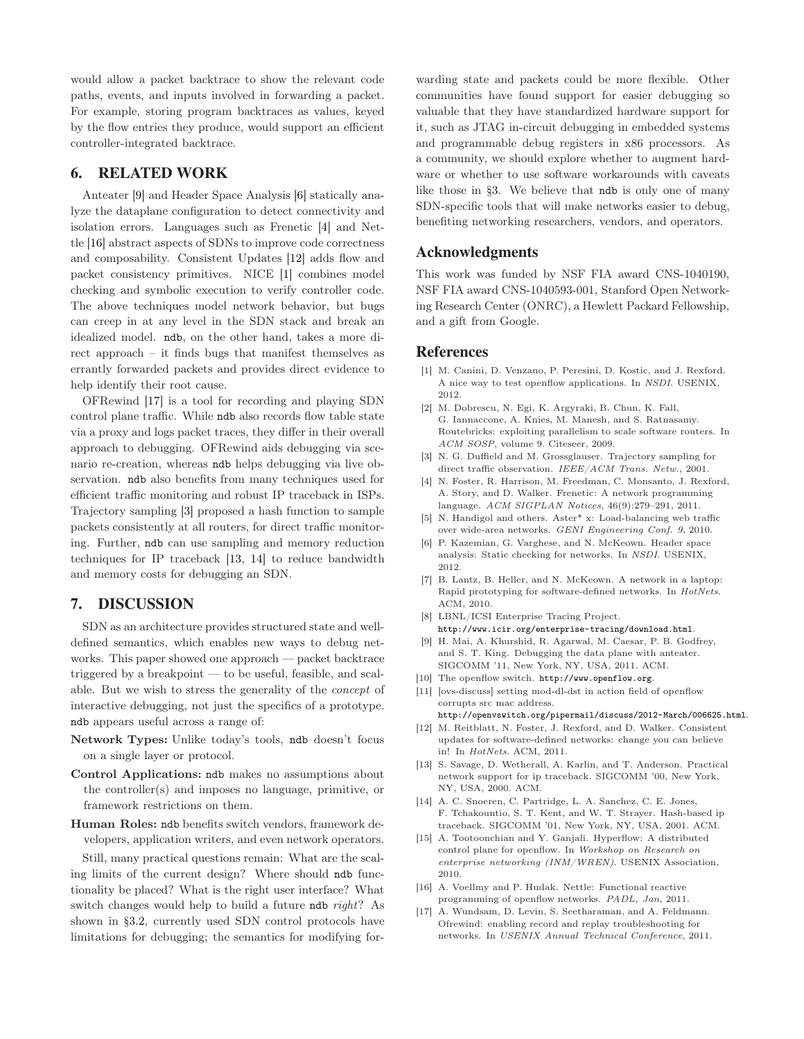would allow a packet backtrace to show the relevant code paths, events, and inputs involved in forwarding a packet. For example, storing program backtraces as values, keyed by the flow entries they produce, would support an efficient controller-integrated backtrace.

## 6. RELATED WORK

Anteater [9] and Header Space Analysis [6] statically analyze the dataplane configuration to detect connectivity and isolation errors. Languages such as Frenetic [4] and Nettle [16] abstract aspects of SDNs to improve code correctness and composability. Consistent Updates [12] adds flow and packet consistency primitives. NICE [1] combines model checking and symbolic execution to verify controller code. The above techniques model network behavior, but bugs can creep in at any level in the SDN stack and break an idealized model. `ndb`, on the other hand, takes a more direct approach – it finds bugs that manifest themselves as errantly forwarded packets and provides direct evidence to help identify their root cause.

OFRewind [17] is a tool for recording and playing SDN control plane traffic. While `ndb` also records flow table state via a proxy and logs packet traces, they differ in their overall approach to debugging. OFRewind aids debugging via scenario re-creation, whereas `ndb` helps debugging via live observation. `ndb` also benefits from many techniques used for efficient traffic monitoring and robust IP traceback in ISPs. Trajectory sampling [3] proposed a hash function to sample packets consistently at all routers, for direct traffic monitoring. Further, `ndb` can use sampling and memory reduction techniques for IP traceback [13, 14] to reduce bandwidth and memory costs for debugging an SDN.

## 7. DISCUSSION

SDN as an architecture provides structured state and well-defined semantics, which enables new ways to debug networks. This paper showed one approach — packet backtrace triggered by a breakpoint — to be useful, feasible, and scalable. But we wish to stress the generality of the *concept* of interactive debugging, not just the specifics of a prototype. `ndb` appears useful across a range of:

**Network Types:** Unlike today's tools, `ndb` doesn't focus on a single layer or protocol.

**Control Applications:** `ndb` makes no assumptions about the controller(s) and imposes no language, primitive, or framework restrictions on them.

**Human Roles:** `ndb` benefits switch vendors, framework developers, application writers, and even network operators.

Still, many practical questions remain: What are the scaling limits of the current design? Where should `ndb` functionality be placed? What is the right user interface? What switch changes would help to build a future `ndb` *right*? As shown in §3.2, currently used SDN control protocols have limitations for debugging; the semantics for modifying forwarding state and packets could be more flexible. Other communities have found support for easier debugging so valuable that they have standardized hardware support for it, such as JTAG in-circuit debugging in embedded systems and programmable debug registers in x86 processors. As a community, we should explore whether to augment hardware or whether to use software workarounds with caveats like those in §3. We believe that `ndb` is only one of many SDN-specific tools that will make networks easier to debug, benefiting networking researchers, vendors, and operators.

## Acknowledgments

This work was funded by NSF FIA award CNS-1040190, NSF FIA award CNS-1040593-001, Stanford Open Networking Research Center (ONRC), a Hewlett Packard Fellowship, and a gift from Google.

## References

[1] M. Canini, D. Venzano, P. Peresini, D. Kostic, and J. Rexford. A nice way to test openflow applications. In *NSDI*. USENIX, 2012.

[2] M. Dobrescu, N. Egi, K. Argyraki, B. Chun, K. Fall, G. Iannaccone, A. Knies, M. Manesh, and S. Ratnasamy. Routebricks: exploiting parallelism to scale software routers. In *ACM SOSP*, volume 9. Citeseer, 2009.

[3] N. G. Duffield and M. Grossglauser. Trajectory sampling for direct traffic observation. *IEEE/ACM Trans. Netw.*, 2001.

[4] N. Foster, R. Harrison, M. Freedman, C. Monsanto, J. Rexford, A. Story, and D. Walker. Frenetic: A network programming language. *ACM SIGPLAN Notices*, 46(9):279–291, 2011.

[5] N. Handigol and others. Aster* x: Load-balancing web traffic over wide-area networks. *GENI Engineering Conf. 9*, 2010.

[6] P. Kazemian, G. Varghese, and N. McKeown. Header space analysis: Static checking for networks. In *NSDI*. USENIX, 2012.

[7] B. Lantz, B. Heller, and N. McKeown. A network in a laptop: Rapid prototyping for software-defined networks. In *HotNets*. ACM, 2010.

[8] LBNL/ICSI Enterprise Tracing Project. `http://www.icir.org/enterprise-tracing/download.html`.

[9] H. Mai, A. Khurshid, R. Agarwal, M. Caesar, P. B. Godfrey, and S. T. King. Debugging the data plane with anteater. SIGCOMM '11, New York, NY, USA, 2011. ACM.

[10] The openflow switch. `http://www.openflow.org`.

[11] [ovs-discuss] setting mod-dl-dst in action field of openflow corrupts src mac address. `http://openvswitch.org/pipermail/discuss/2012-March/006625.html`.

[12] M. Reitblatt, N. Foster, J. Rexford, and D. Walker. Consistent updates for software-defined networks: change you can believe in! In *HotNets*. ACM, 2011.

[13] S. Savage, D. Wetherall, A. Karlin, and T. Anderson. Practical network support for ip traceback. SIGCOMM '00, New York, NY, USA, 2000. ACM.

[14] A. C. Snoeren, C. Partridge, L. A. Sanchez, C. E. Jones, F. Tchakountio, S. T. Kent, and W. T. Strayer. Hash-based ip traceback. SIGCOMM '01, New York, NY, USA, 2001. ACM.

[15] A. Tootoonchian and Y. Ganjali. Hyperflow: A distributed control plane for openflow. In *Workshop on Research on enterprise networking (INM/WREN)*. USENIX Association, 2010.

[16] A. Voellmy and P. Hudak. Nettle: Functional reactive programming of openflow networks. *PADL, Jan*, 2011.

[17] A. Wundsam, D. Levin, S. Seetharaman, and A. Feldmann. Ofrewind: enabling record and replay troubleshooting for networks. In *USENIX Annual Technical Conference*, 2011.